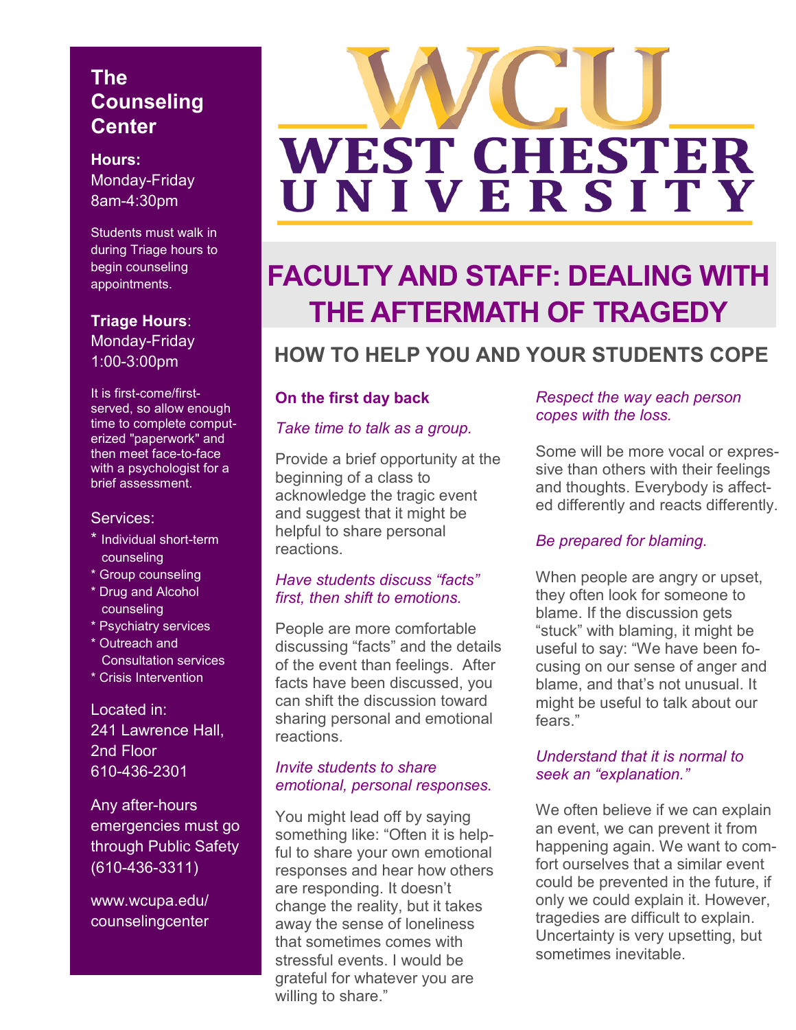# WCU WEST CHESTER UNIVERSITY

# FACULTY AND STAFF: DEALING WITH THE AFTERMATH OF TRAGEDY

## HOW TO HELP YOU AND YOUR STUDENTS COPE

### On the first day back

*Take time to talk as a group.*

Provide a brief opportunity at the beginning of a class to acknowledge the tragic event and suggest that it might be helpful to share personal reactions.

*Have students discuss "facts" first, then shift to emotions.*

People are more comfortable discussing "facts" and the details of the event than feelings. After facts have been discussed, you can shift the discussion toward sharing personal and emotional reactions.

*Invite students to share emotional, personal responses.*

You might lead off by saying something like: "Often it is helpful to share your own emotional responses and hear how others are responding. It doesn't change the reality, but it takes away the sense of loneliness that sometimes comes with stressful events. I would be grateful for whatever you are willing to share."

*Respect the way each person copes with the loss.*

Some will be more vocal or expressive than others with their feelings and thoughts. Everybody is affected differently and reacts differently.

*Be prepared for blaming.*

When people are angry or upset, they often look for someone to blame. If the discussion gets "stuck" with blaming, it might be useful to say: "We have been focusing on our sense of anger and blame, and that's not unusual. It might be useful to talk about our fears."

*Understand that it is normal to seek an "explanation."*

We often believe if we can explain an event, we can prevent it from happening again. We want to comfort ourselves that a similar event could be prevented in the future, if only we could explain it. However, tragedies are difficult to explain. Uncertainty is very upsetting, but sometimes inevitable.

---

## The Counseling Center

**Hours:**
Monday-Friday
8am-4:30pm

Students must walk in during Triage hours to begin counseling appointments.

**Triage Hours**:
Monday-Friday
1:00-3:00pm

It is first-come/first-served, so allow enough time to complete computerized "paperwork" and then meet face-to-face with a psychologist for a brief assessment.

Services:

* Individual short-term counseling
* Group counseling
* Drug and Alcohol counseling
* Psychiatry services
* Outreach and Consultation services
* Crisis Intervention

Located in:
241 Lawrence Hall,
2nd Floor
610-436-2301

Any after-hours emergencies must go through Public Safety (610-436-3311)

www.wcupa.edu/counselingcenter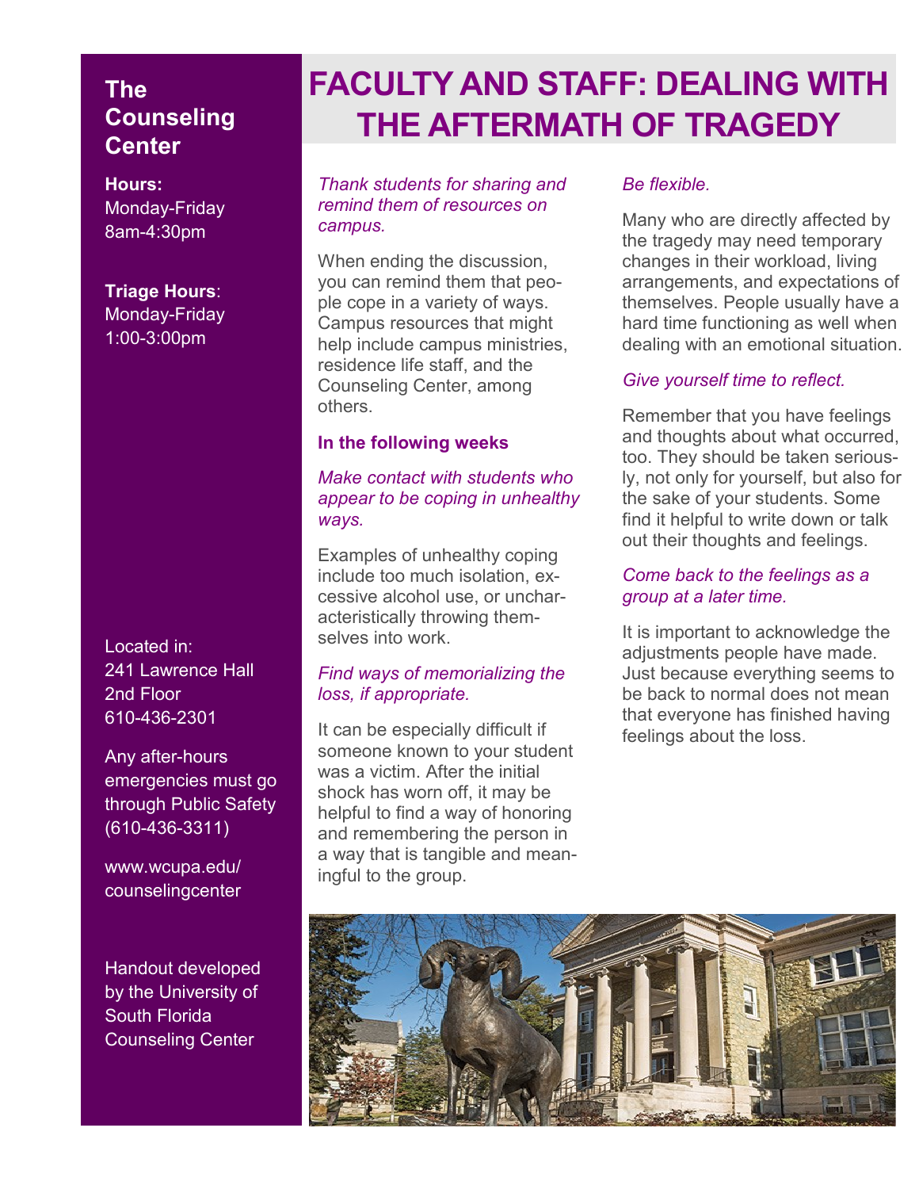## The Counseling Center

**Hours:**
Monday-Friday
8am-4:30pm

**Triage Hours**:
Monday-Friday
1:00-3:00pm

Located in:
241 Lawrence Hall
2nd Floor
610-436-2301

Any after-hours emergencies must go through Public Safety (610-436-3311)

www.wcupa.edu/counselingcenter

Handout developed by the University of South Florida Counseling Center

# FACULTY AND STAFF: DEALING WITH THE AFTERMATH OF TRAGEDY

*Thank students for sharing and remind them of resources on campus.*

When ending the discussion, you can remind them that people cope in a variety of ways. Campus resources that might help include campus ministries, residence life staff, and the Counseling Center, among others.

**In the following weeks**

*Make contact with students who appear to be coping in unhealthy ways.*

Examples of unhealthy coping include too much isolation, excessive alcohol use, or uncharacteristically throwing themselves into work.

*Find ways of memorializing the loss, if appropriate.*

It can be especially difficult if someone known to your student was a victim. After the initial shock has worn off, it may be helpful to find a way of honoring and remembering the person in a way that is tangible and meaningful to the group.

*Be flexible.*

Many who are directly affected by the tragedy may need temporary changes in their workload, living arrangements, and expectations of themselves. People usually have a hard time functioning as well when dealing with an emotional situation.

*Give yourself time to reflect.*

Remember that you have feelings and thoughts about what occurred, too. They should be taken seriously, not only for yourself, but also for the sake of your students. Some find it helpful to write down or talk out their thoughts and feelings.

*Come back to the feelings as a group at a later time.*

It is important to acknowledge the adjustments people have made. Just because everything seems to be back to normal does not mean that everyone has finished having feelings about the loss.